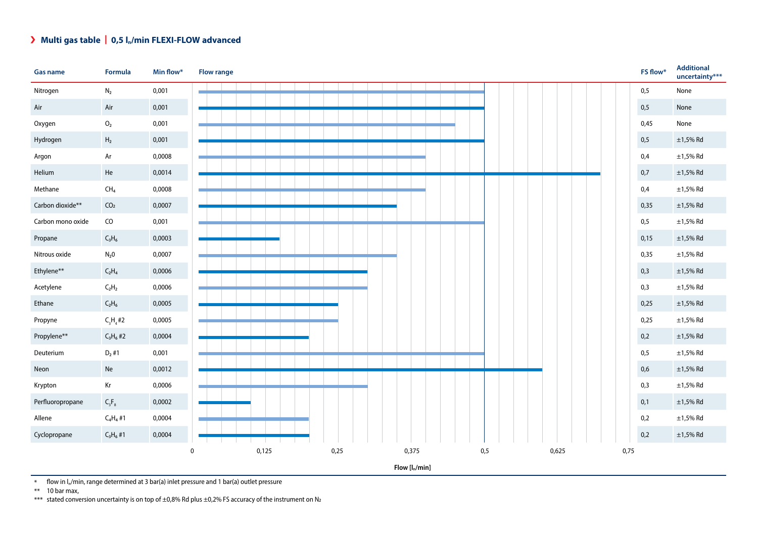## › Multi gas table | 0,5 $l_n$/min FLEXI-FLOW advanced

| Gas name | Formula | Min flow* | FS flow* | Additional uncertainty*** |
|---|---|---|---|---|
| Nitrogen | $N_2$ | 0,001 | 0,5 | None |
| Air | Air | 0,001 | 0,5 | None |
| Oxygen | $O_2$ | 0,001 | 0,45 | None |
| Hydrogen | $H_2$ | 0,001 | 0,5 | ±1,5% Rd |
| Argon | Ar | 0,0008 | 0,4 | ±1,5% Rd |
| Helium | He | 0,0014 | 0,7 | ±1,5% Rd |
| Methane | $CH_4$ | 0,0008 | 0,4 | ±1,5% Rd |
| Carbon dioxide** | $CO_2$ | 0,0007 | 0,35 | ±1,5% Rd |
| Carbon mono oxide | CO | 0,001 | 0,5 | ±1,5% Rd |
| Propane | $C_3H_6$ | 0,0003 | 0,15 | ±1,5% Rd |
| Nitrous oxide | $N_20$ | 0,0007 | 0,35 | ±1,5% Rd |
| Ethylene** | $C_2H_4$ | 0,0006 | 0,3 | ±1,5% Rd |
| Acetylene | $C_2H_2$ | 0,0006 | 0,3 | ±1,5% Rd |
| Ethane | $C_2H_6$ | 0,0005 | 0,25 | ±1,5% Rd |
| Propyne | $C_3H_4$ #2 | 0,0005 | 0,25 | ±1,5% Rd |
| Propylene** | $C_3H_6$ #2 | 0,0004 | 0,2 | ±1,5% Rd |
| Deuterium | $D_2$ #1 | 0,001 | 0,5 | ±1,5% Rd |
| Neon | Ne | 0,0012 | 0,6 | ±1,5% Rd |
| Krypton | Kr | 0,0006 | 0,3 | ±1,5% Rd |
| Perfluoropropane | $C_3F_8$ | 0,0002 | 0,1 | ±1,5% Rd |
| Allene | $C_4H_4$ #1 | 0,0004 | 0,2 | ±1,5% Rd |
| Cyclopropane | $C_3H_6$ #1 | 0,0004 | 0,2 | ±1,5% Rd |

Flow range: 0 – 0,125 – 0,25 – 0,375 – 0,5 – 0,625 – 0,75

Flow [$l_n$/min]

\* flow in $l_n$/min, range determined at 3 bar(a) inlet pressure and 1 bar(a) outlet pressure

\** 10 bar max,

\*** stated conversion uncertainty is on top of ±0,8% Rd plus ±0,2% FS accuracy of the instrument on $N_2$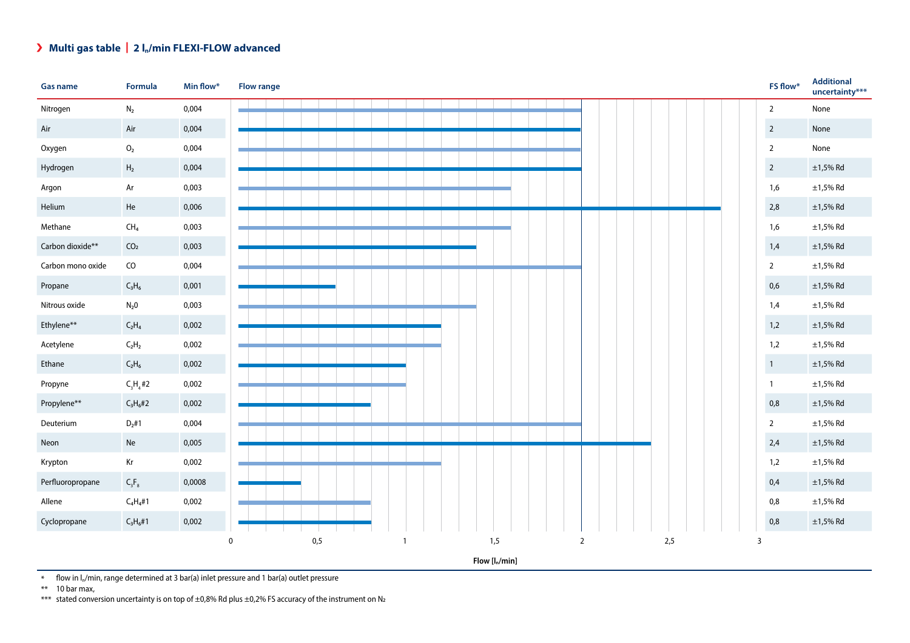## Multi gas table | 2 $l_n$/min FLEXI-FLOW advanced

| Gas name | Formula | Min flow* | FS flow* | Additional uncertainty*** |
|---|---|---|---|---|
| Nitrogen | $N_2$ | 0,004 | 2 | None |
| Air | Air | 0,004 | 2 | None |
| Oxygen | $O_2$ | 0,004 | 2 | None |
| Hydrogen | $H_2$ | 0,004 | 2 | ±1,5% Rd |
| Argon | Ar | 0,003 | 1,6 | ±1,5% Rd |
| Helium | He | 0,006 | 2,8 | ±1,5% Rd |
| Methane | $CH_4$ | 0,003 | 1,6 | ±1,5% Rd |
| Carbon dioxide** | $CO_2$ | 0,003 | 1,4 | ±1,5% Rd |
| Carbon mono oxide | CO | 0,004 | 2 | ±1,5% Rd |
| Propane | $C_3H_6$ | 0,001 | 0,6 | ±1,5% Rd |
| Nitrous oxide | $N_20$ | 0,003 | 1,4 | ±1,5% Rd |
| Ethylene** | $C_2H_4$ | 0,002 | 1,2 | ±1,5% Rd |
| Acetylene | $C_2H_2$ | 0,002 | 1,2 | ±1,5% Rd |
| Ethane | $C_2H_6$ | 0,002 | 1 | ±1,5% Rd |
| Propyne | $C_3H_4$#2 | 0,002 | 1 | ±1,5% Rd |
| Propylene** | $C_3H_6$#2 | 0,002 | 0,8 | ±1,5% Rd |
| Deuterium | $D_2$#1 | 0,004 | 2 | ±1,5% Rd |
| Neon | Ne | 0,005 | 2,4 | ±1,5% Rd |
| Krypton | Kr | 0,002 | 1,2 | ±1,5% Rd |
| Perfluoropropane | $C_3F_8$ | 0,0008 | 0,4 | ±1,5% Rd |
| Allene | $C_4H_4$#1 | 0,002 | 0,8 | ±1,5% Rd |
| Cyclopropane | $C_3H_6$#1 | 0,002 | 0,8 | ±1,5% Rd |

Flow range chart axis: Flow [$l_n$/min], 0 – 0,5 – 1 – 1,5 – 2 – 2,5 – 3

\* flow in $l_n$/min, range determined at 3 bar(a) inlet pressure and 1 bar(a) outlet pressure

\*\* 10 bar max,

\*\*\* stated conversion uncertainty is on top of ±0,8% Rd plus ±0,2% FS accuracy of the instrument on $N_2$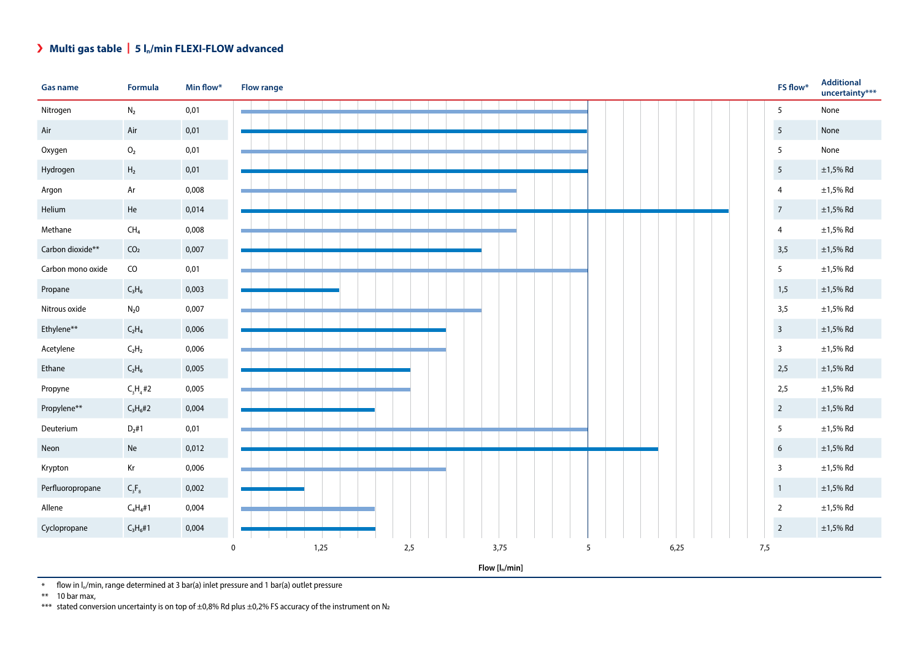## Multi gas table | 5 $l_n$/min FLEXI-FLOW advanced

| Gas name | Formula | Min flow* | FS flow* | Additional uncertainty*** |
|---|---|---|---|---|
| Nitrogen | $N_2$ | 0,01 | 5 | None |
| Air | Air | 0,01 | 5 | None |
| Oxygen | $O_2$ | 0,01 | 5 | None |
| Hydrogen | $H_2$ | 0,01 | 5 | ±1,5% Rd |
| Argon | Ar | 0,008 | 4 | ±1,5% Rd |
| Helium | He | 0,014 | 7 | ±1,5% Rd |
| Methane | $CH_4$ | 0,008 | 4 | ±1,5% Rd |
| Carbon dioxide** | $CO_2$ | 0,007 | 3,5 | ±1,5% Rd |
| Carbon mono oxide | CO | 0,01 | 5 | ±1,5% Rd |
| Propane | $C_3H_6$ | 0,003 | 1,5 | ±1,5% Rd |
| Nitrous oxide | $N_20$ | 0,007 | 3,5 | ±1,5% Rd |
| Ethylene** | $C_2H_4$ | 0,006 | 3 | ±1,5% Rd |
| Acetylene | $C_2H_2$ | 0,006 | 3 | ±1,5% Rd |
| Ethane | $C_2H_6$ | 0,005 | 2,5 | ±1,5% Rd |
| Propyne | $C_3H_4$#2 | 0,005 | 2,5 | ±1,5% Rd |
| Propylene** | $C_3H_6$#2 | 0,004 | 2 | ±1,5% Rd |
| Deuterium | $D_2$#1 | 0,01 | 5 | ±1,5% Rd |
| Neon | Ne | 0,012 | 6 | ±1,5% Rd |
| Krypton | Kr | 0,006 | 3 | ±1,5% Rd |
| Perfluoropropane | $C_3F_8$ | 0,002 | 1 | ±1,5% Rd |
| Allene | $C_4H_4$#1 | 0,004 | 2 | ±1,5% Rd |
| Cyclopropane | $C_3H_6$#1 | 0,004 | 2 | ±1,5% Rd |

Flow range axis: 0 – 1,25 – 2,5 – 3,75 – 5 – 6,25 – 7,5 (Flow [$l_n$/min])

\* flow in $l_n$/min, range determined at 3 bar(a) inlet pressure and 1 bar(a) outlet pressure

\*\* 10 bar max,

\*\*\* stated conversion uncertainty is on top of ±0,8% Rd plus ±0,2% FS accuracy of the instrument on $N_2$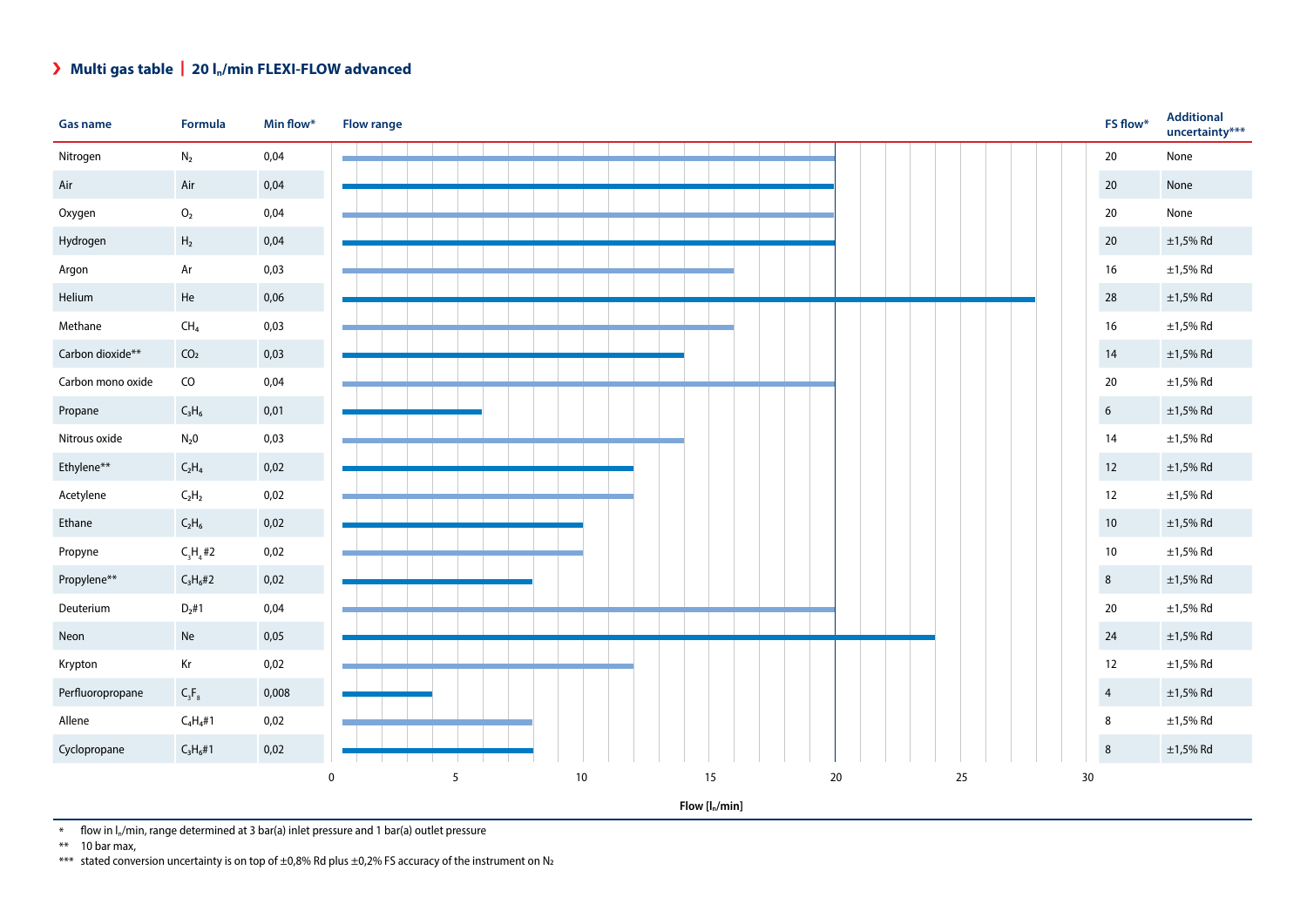## › Multi gas table | 20 $l_n$/min FLEXI-FLOW advanced

| Gas name | Formula | Min flow* | FS flow* | Additional uncertainty*** |
|---|---|---|---|---|
| Nitrogen | $N_2$ | 0,04 | 20 | None |
| Air | Air | 0,04 | 20 | None |
| Oxygen | $O_2$ | 0,04 | 20 | None |
| Hydrogen | $H_2$ | 0,04 | 20 | ±1,5% Rd |
| Argon | Ar | 0,03 | 16 | ±1,5% Rd |
| Helium | He | 0,06 | 28 | ±1,5% Rd |
| Methane | $CH_4$ | 0,03 | 16 | ±1,5% Rd |
| Carbon dioxide** | $CO_2$ | 0,03 | 14 | ±1,5% Rd |
| Carbon mono oxide | CO | 0,04 | 20 | ±1,5% Rd |
| Propane | $C_3H_6$ | 0,01 | 6 | ±1,5% Rd |
| Nitrous oxide | $N_20$ | 0,03 | 14 | ±1,5% Rd |
| Ethylene** | $C_2H_4$ | 0,02 | 12 | ±1,5% Rd |
| Acetylene | $C_2H_2$ | 0,02 | 12 | ±1,5% Rd |
| Ethane | $C_2H_6$ | 0,02 | 10 | ±1,5% Rd |
| Propyne | $C_3H_4$#2 | 0,02 | 10 | ±1,5% Rd |
| Propylene** | $C_3H_6$#2 | 0,02 | 8 | ±1,5% Rd |
| Deuterium | $D_2$#1 | 0,04 | 20 | ±1,5% Rd |
| Neon | Ne | 0,05 | 24 | ±1,5% Rd |
| Krypton | Kr | 0,02 | 12 | ±1,5% Rd |
| Perfluoropropane | $C_3F_8$ | 0,008 | 4 | ±1,5% Rd |
| Allene | $C_4H_4$#1 | 0,02 | 8 | ±1,5% Rd |
| Cyclopropane | $C_3H_6$#1 | 0,02 | 8 | ±1,5% Rd |

Flow range

0 5 10 15 20 25 30

Flow [$l_n$/min]

\* flow in $l_n$/min, range determined at 3 bar(a) inlet pressure and 1 bar(a) outlet pressure

\** 10 bar max,

\*** stated conversion uncertainty is on top of ±0,8% Rd plus ±0,2% FS accuracy of the instrument on $N_2$